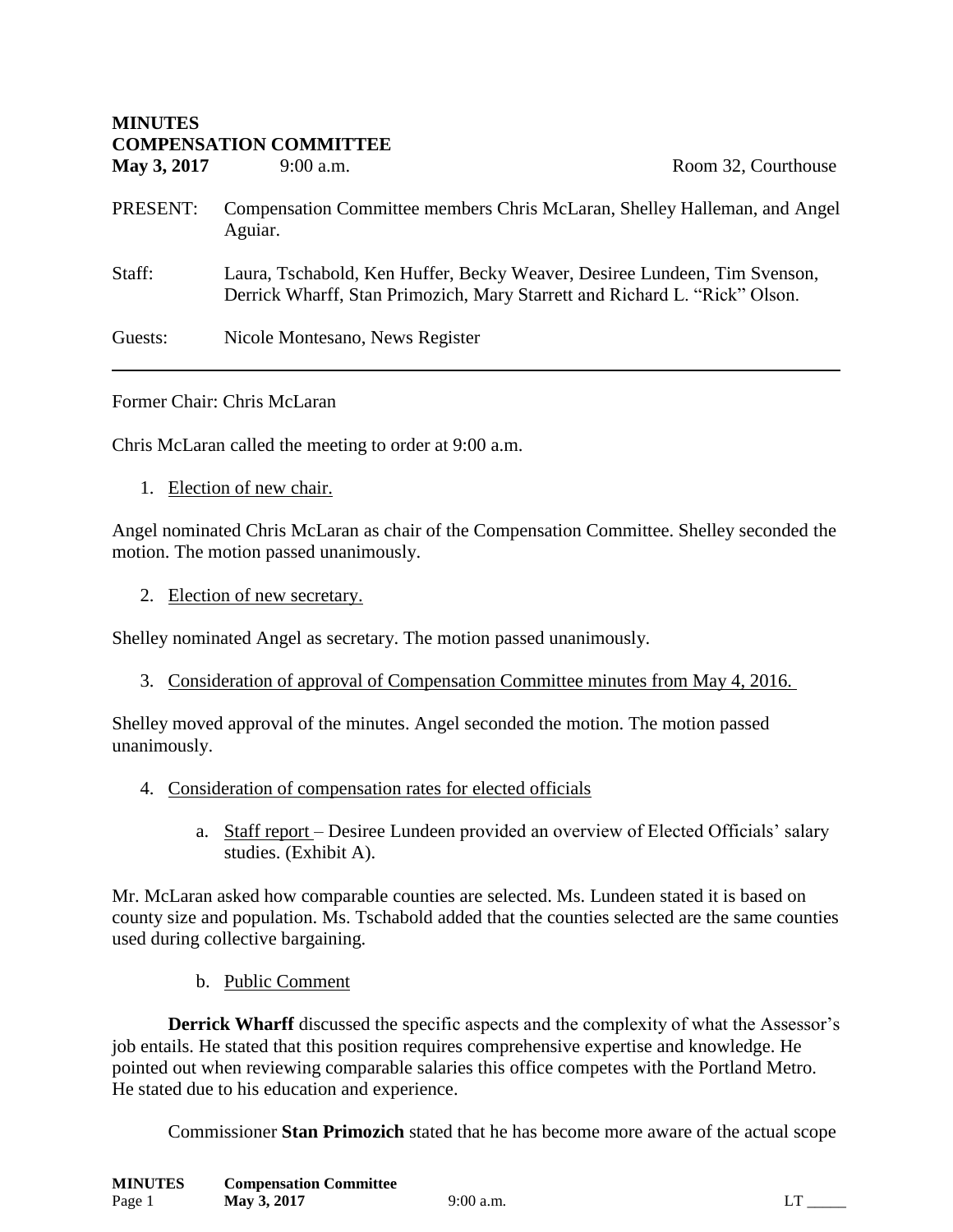**MINUTES**
**COMPENSATION COMMITTEE**
**May 3, 2017** 9:00 a.m. Room 32, Courthouse

PRESENT: Compensation Committee members Chris McLaran, Shelley Halleman, and Angel Aguiar.

Staff: Laura, Tschabold, Ken Huffer, Becky Weaver, Desiree Lundeen, Tim Svenson, Derrick Wharff, Stan Primozich, Mary Starrett and Richard L. "Rick" Olson.

Guests: Nicole Montesano, News Register

---

Former Chair: Chris McLaran

Chris McLaran called the meeting to order at 9:00 a.m.

1. Election of new chair.

Angel nominated Chris McLaran as chair of the Compensation Committee. Shelley seconded the motion. The motion passed unanimously.

2. Election of new secretary.

Shelley nominated Angel as secretary. The motion passed unanimously.

3. Consideration of approval of Compensation Committee minutes from May 4, 2016.

Shelley moved approval of the minutes. Angel seconded the motion. The motion passed unanimously.

4. Consideration of compensation rates for elected officials

   a. Staff report – Desiree Lundeen provided an overview of Elected Officials' salary studies. (Exhibit A).

Mr. McLaran asked how comparable counties are selected. Ms. Lundeen stated it is based on county size and population. Ms. Tschabold added that the counties selected are the same counties used during collective bargaining.

   b. Public Comment

**Derrick Wharff** discussed the specific aspects and the complexity of what the Assessor's job entails. He stated that this position requires comprehensive expertise and knowledge. He pointed out when reviewing comparable salaries this office competes with the Portland Metro. He stated due to his education and experience.

Commissioner **Stan Primozich** stated that he has become more aware of the actual scope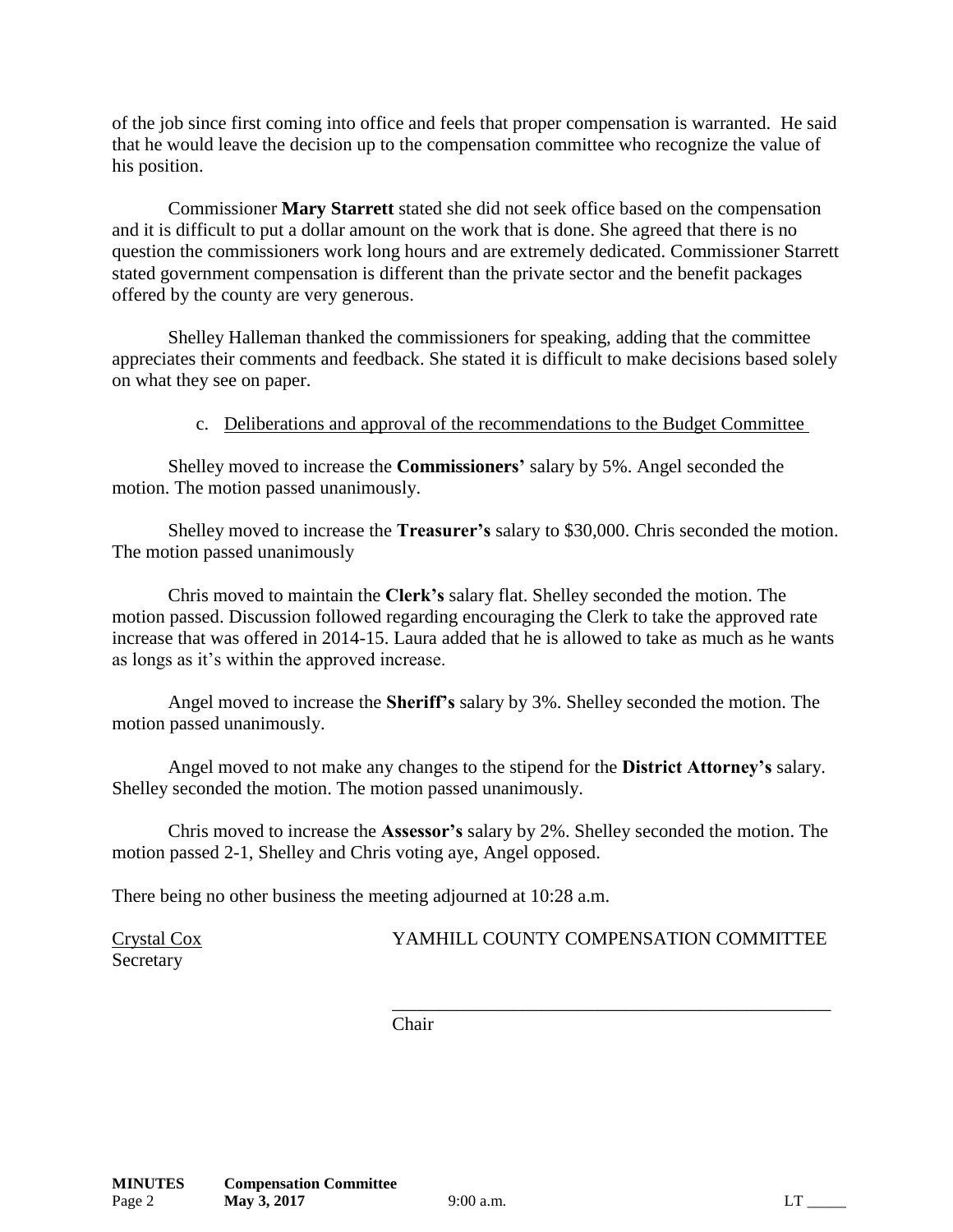of the job since first coming into office and feels that proper compensation is warranted. He said that he would leave the decision up to the compensation committee who recognize the value of his position.

Commissioner **Mary Starrett** stated she did not seek office based on the compensation and it is difficult to put a dollar amount on the work that is done. She agreed that there is no question the commissioners work long hours and are extremely dedicated. Commissioner Starrett stated government compensation is different than the private sector and the benefit packages offered by the county are very generous.

Shelley Halleman thanked the commissioners for speaking, adding that the committee appreciates their comments and feedback. She stated it is difficult to make decisions based solely on what they see on paper.

c. Deliberations and approval of the recommendations to the Budget Committee

Shelley moved to increase the **Commissioners'** salary by 5%. Angel seconded the motion. The motion passed unanimously.

Shelley moved to increase the **Treasurer's** salary to $30,000. Chris seconded the motion. The motion passed unanimously

Chris moved to maintain the **Clerk's** salary flat. Shelley seconded the motion. The motion passed. Discussion followed regarding encouraging the Clerk to take the approved rate increase that was offered in 2014-15. Laura added that he is allowed to take as much as he wants as longs as it's within the approved increase.

Angel moved to increase the **Sheriff's** salary by 3%. Shelley seconded the motion. The motion passed unanimously.

Angel moved to not make any changes to the stipend for the **District Attorney's** salary. Shelley seconded the motion. The motion passed unanimously.

Chris moved to increase the **Assessor's** salary by 2%. Shelley seconded the motion. The motion passed 2-1, Shelley and Chris voting aye, Angel opposed.

There being no other business the meeting adjourned at 10:28 a.m.

Crystal Cox
Secretary

YAMHILL COUNTY COMPENSATION COMMITTEE

\_\_\_\_\_\_\_\_\_\_\_\_\_\_\_\_\_\_\_\_\_\_\_\_\_\_\_\_\_\_\_\_\_\_\_\_\_\_\_\_
Chair